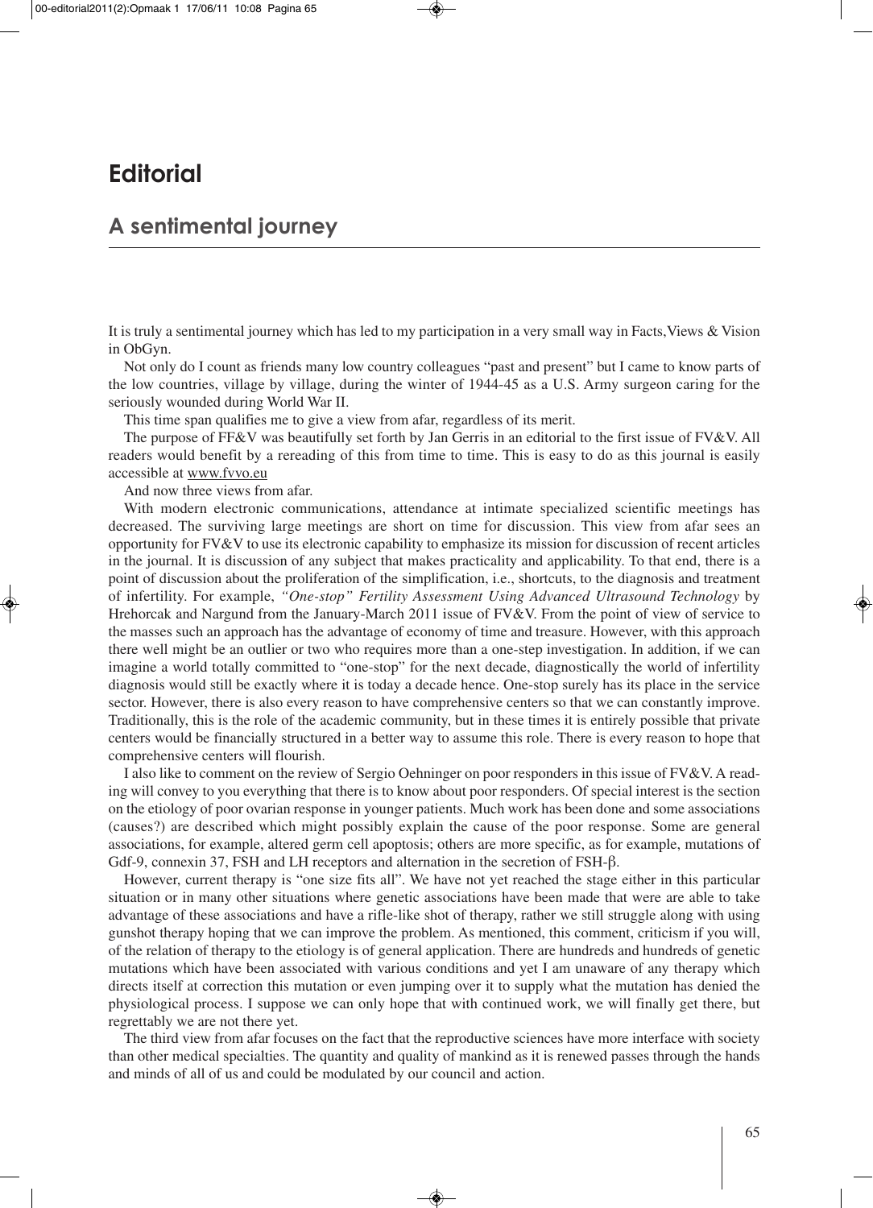# Editorial

## A sentimental journey

It is truly a sentimental journey which has led to my participation in a very small way in Facts,Views & Vision in ObGyn.

Not only do I count as friends many low country colleagues "past and present" but I came to know parts of the low countries, village by village, during the winter of 1944-45 as a U.S. Army surgeon caring for the seriously wounded during World War II.

This time span qualifies me to give a view from afar, regardless of its merit.

The purpose of FF&V was beautifully set forth by Jan Gerris in an editorial to the first issue of FV&V. All readers would benefit by a rereading of this from time to time. This is easy to do as this journal is easily accessible at www.fvvo.eu

And now three views from afar.

With modern electronic communications, attendance at intimate specialized scientific meetings has decreased. The surviving large meetings are short on time for discussion. This view from afar sees an opportunity for FV&V to use its electronic capability to emphasize its mission for discussion of recent articles in the journal. It is discussion of any subject that makes practicality and applicability. To that end, there is a point of discussion about the proliferation of the simplification, i.e., shortcuts, to the diagnosis and treatment of infertility. For example, *"One-stop" Fertility Assessment Using Advanced Ultrasound Technology* by Hrehorcak and Nargund from the January-March 2011 issue of FV&V. From the point of view of service to the masses such an approach has the advantage of economy of time and treasure. However, with this approach there well might be an outlier or two who requires more than a one-step investigation. In addition, if we can imagine a world totally committed to "one-stop" for the next decade, diagnostically the world of infertility diagnosis would still be exactly where it is today a decade hence. One-stop surely has its place in the service sector. However, there is also every reason to have comprehensive centers so that we can constantly improve. Traditionally, this is the role of the academic community, but in these times it is entirely possible that private centers would be financially structured in a better way to assume this role. There is every reason to hope that comprehensive centers will flourish.

I also like to comment on the review of Sergio Oehninger on poor responders in this issue of FV&V. A reading will convey to you everything that there is to know about poor responders. Of special interest is the section on the etiology of poor ovarian response in younger patients. Much work has been done and some associations (causes?) are described which might possibly explain the cause of the poor response. Some are general associations, for example, altered germ cell apoptosis; others are more specific, as for example, mutations of Gdf-9, connexin 37, FSH and LH receptors and alternation in the secretion of FSH-β.

However, current therapy is "one size fits all". We have not yet reached the stage either in this particular situation or in many other situations where genetic associations have been made that were are able to take advantage of these associations and have a rifle-like shot of therapy, rather we still struggle along with using gunshot therapy hoping that we can improve the problem. As mentioned, this comment, criticism if you will, of the relation of therapy to the etiology is of general application. There are hundreds and hundreds of genetic mutations which have been associated with various conditions and yet I am unaware of any therapy which directs itself at correction this mutation or even jumping over it to supply what the mutation has denied the physiological process. I suppose we can only hope that with continued work, we will finally get there, but regrettably we are not there yet.

The third view from afar focuses on the fact that the reproductive sciences have more interface with society than other medical specialties. The quantity and quality of mankind as it is renewed passes through the hands and minds of all of us and could be modulated by our council and action.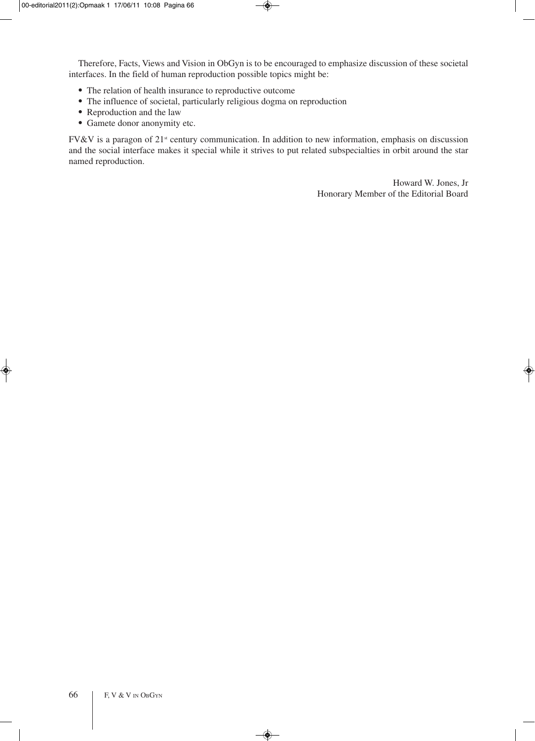Therefore, Facts, Views and Vision in ObGyn is to be encouraged to emphasize discussion of these societal interfaces. In the field of human reproduction possible topics might be:

- The relation of health insurance to reproductive outcome
- The influence of societal, particularly religious dogma on reproduction
- Reproduction and the law
- Gamete donor anonymity etc.

FV&V is a paragon of 21$^{st}$ century communication. In addition to new information, emphasis on discussion and the social interface makes it special while it strives to put related subspecialties in orbit around the star named reproduction.

Howard W. Jones, Jr
Honorary Member of the Editorial Board